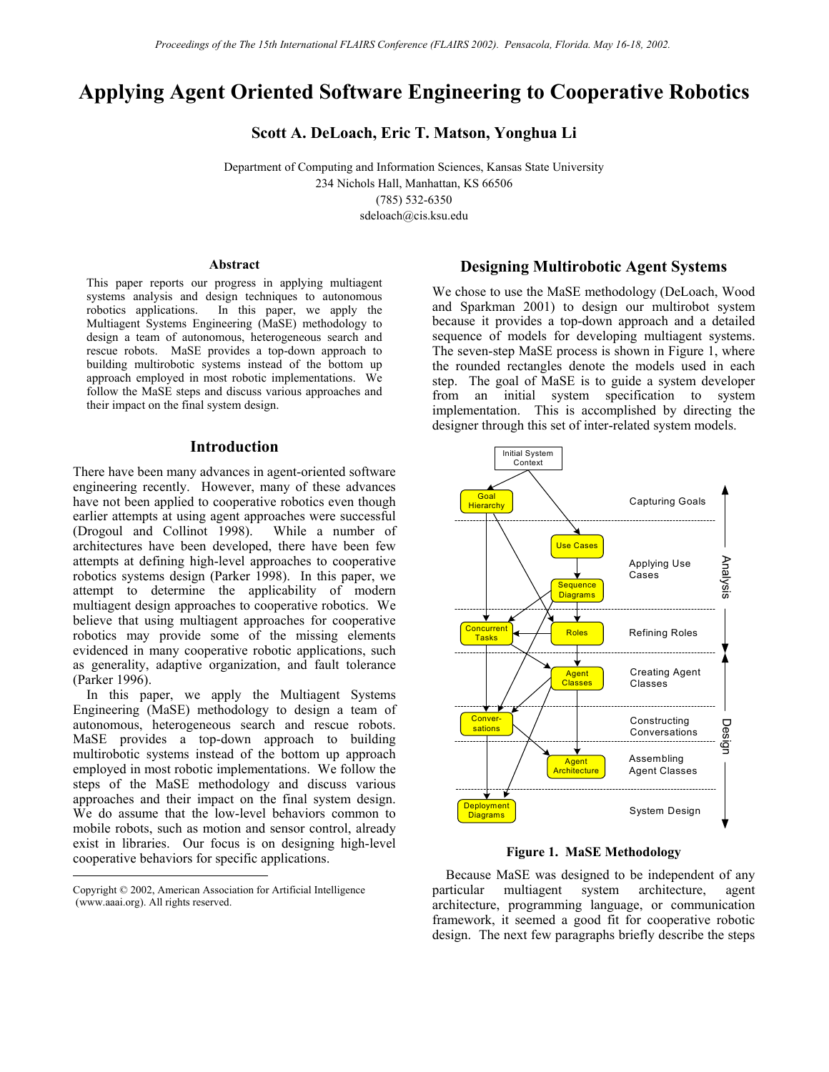# Applying Agent Oriented Software Engineering to Cooperative Robotics

**Scott A. DeLoach, Eric T. Matson, Yonghua Li**

Department of Computing and Information Sciences, Kansas State University
234 Nichols Hall, Manhattan, KS 66506
(785) 532-6350
sdeloach@cis.ksu.edu

### Abstract

This paper reports our progress in applying multiagent systems analysis and design techniques to autonomous robotics applications. In this paper, we apply the Multiagent Systems Engineering (MaSE) methodology to design a team of autonomous, heterogeneous search and rescue robots. MaSE provides a top-down approach to building multirobotic systems instead of the bottom up approach employed in most robotic implementations. We follow the MaSE steps and discuss various approaches and their impact on the final system design.

## Introduction

There have been many advances in agent-oriented software engineering recently. However, many of these advances have not been applied to cooperative robotics even though earlier attempts at using agent approaches were successful (Drogoul and Collinot 1998). While a number of architectures have been developed, there have been few attempts at defining high-level approaches to cooperative robotics systems design (Parker 1998). In this paper, we attempt to determine the applicability of modern multiagent design approaches to cooperative robotics. We believe that using multiagent approaches for cooperative robotics may provide some of the missing elements evidenced in many cooperative robotic applications, such as generality, adaptive organization, and fault tolerance (Parker 1996).

In this paper, we apply the Multiagent Systems Engineering (MaSE) methodology to design a team of autonomous, heterogeneous search and rescue robots. MaSE provides a top-down approach to building multirobotic systems instead of the bottom up approach employed in most robotic implementations. We follow the steps of the MaSE methodology and discuss various approaches and their impact on the final system design. We do assume that the low-level behaviors common to mobile robots, such as motion and sensor control, already exist in libraries. Our focus is on designing high-level cooperative behaviors for specific applications.

Copyright © 2002, American Association for Artificial Intelligence (www.aaai.org). All rights reserved.

## Designing Multirobotic Agent Systems

We chose to use the MaSE methodology (DeLoach, Wood and Sparkman 2001) to design our multirobot system because it provides a top-down approach and a detailed sequence of models for developing multiagent systems. The seven-step MaSE process is shown in Figure 1, where the rounded rectangles denote the models used in each step. The goal of MaSE is to guide a system developer from an initial system specification to system implementation. This is accomplished by directing the designer through this set of inter-related system models.

**Figure 1. MaSE Methodology**

Because MaSE was designed to be independent of any particular multiagent system architecture, agent architecture, programming language, or communication framework, it seemed a good fit for cooperative robotic design. The next few paragraphs briefly describe the steps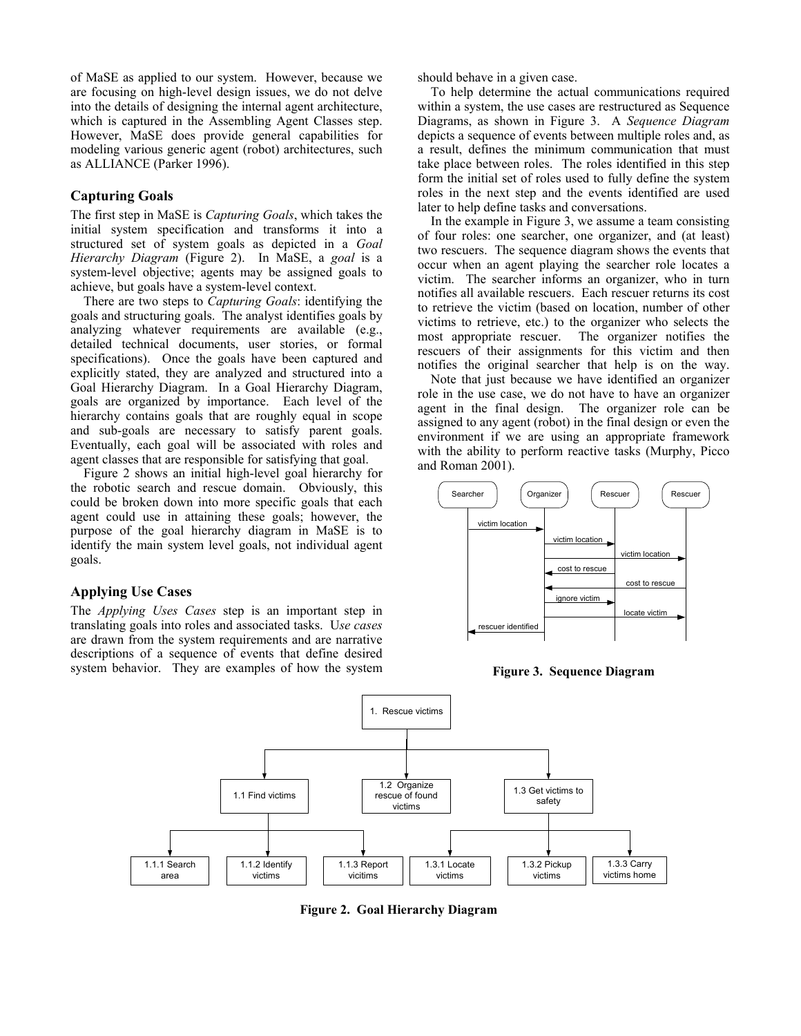of MaSE as applied to our system. However, because we are focusing on high-level design issues, we do not delve into the details of designing the internal agent architecture, which is captured in the Assembling Agent Classes step. However, MaSE does provide general capabilities for modeling various generic agent (robot) architectures, such as ALLIANCE (Parker 1996).

### Capturing Goals

The first step in MaSE is *Capturing Goals*, which takes the initial system specification and transforms it into a structured set of system goals as depicted in a *Goal Hierarchy Diagram* (Figure 2). In MaSE, a *goal* is a system-level objective; agents may be assigned goals to achieve, but goals have a system-level context.

There are two steps to *Capturing Goals*: identifying the goals and structuring goals. The analyst identifies goals by analyzing whatever requirements are available (e.g., detailed technical documents, user stories, or formal specifications). Once the goals have been captured and explicitly stated, they are analyzed and structured into a Goal Hierarchy Diagram. In a Goal Hierarchy Diagram, goals are organized by importance. Each level of the hierarchy contains goals that are roughly equal in scope and sub-goals are necessary to satisfy parent goals. Eventually, each goal will be associated with roles and agent classes that are responsible for satisfying that goal.

Figure 2 shows an initial high-level goal hierarchy for the robotic search and rescue domain. Obviously, this could be broken down into more specific goals that each agent could use in attaining these goals; however, the purpose of the goal hierarchy diagram in MaSE is to identify the main system level goals, not individual agent goals.

### Applying Use Cases

The *Applying Uses Cases* step is an important step in translating goals into roles and associated tasks. U*se cases* are drawn from the system requirements and are narrative descriptions of a sequence of events that define desired system behavior. They are examples of how the system should behave in a given case.

To help determine the actual communications required within a system, the use cases are restructured as Sequence Diagrams, as shown in Figure 3. A *Sequence Diagram* depicts a sequence of events between multiple roles and, as a result, defines the minimum communication that must take place between roles. The roles identified in this step form the initial set of roles used to fully define the system roles in the next step and the events identified are used later to help define tasks and conversations.

In the example in Figure 3, we assume a team consisting of four roles: one searcher, one organizer, and (at least) two rescuers. The sequence diagram shows the events that occur when an agent playing the searcher role locates a victim. The searcher informs an organizer, who in turn notifies all available rescuers. Each rescuer returns its cost to retrieve the victim (based on location, number of other victims to retrieve, etc.) to the organizer who selects the most appropriate rescuer. The organizer notifies the rescuers of their assignments for this victim and then notifies the original searcher that help is on the way.

Note that just because we have identified an organizer role in the use case, we do not have to have an organizer agent in the final design. The organizer role can be assigned to any agent (robot) in the final design or even the environment if we are using an appropriate framework with the ability to perform reactive tasks (Murphy, Picco and Roman 2001).

Searcher | Organizer | Rescuer | Rescuer

victim location
victim location
victim location
cost to rescue
cost to rescue
ignore victim
locate victim
rescuer identified

**Figure 3. Sequence Diagram**

1. Rescue victims
- 1.1 Find victims
  - 1.1.1 Search area
  - 1.1.2 Identify victims
  - 1.1.3 Report vicitims
- 1.2 Organize rescue of found victims
- 1.3 Get victims to safety
  - 1.3.1 Locate victims
  - 1.3.2 Pickup victims
  - 1.3.3 Carry victims home

**Figure 2. Goal Hierarchy Diagram**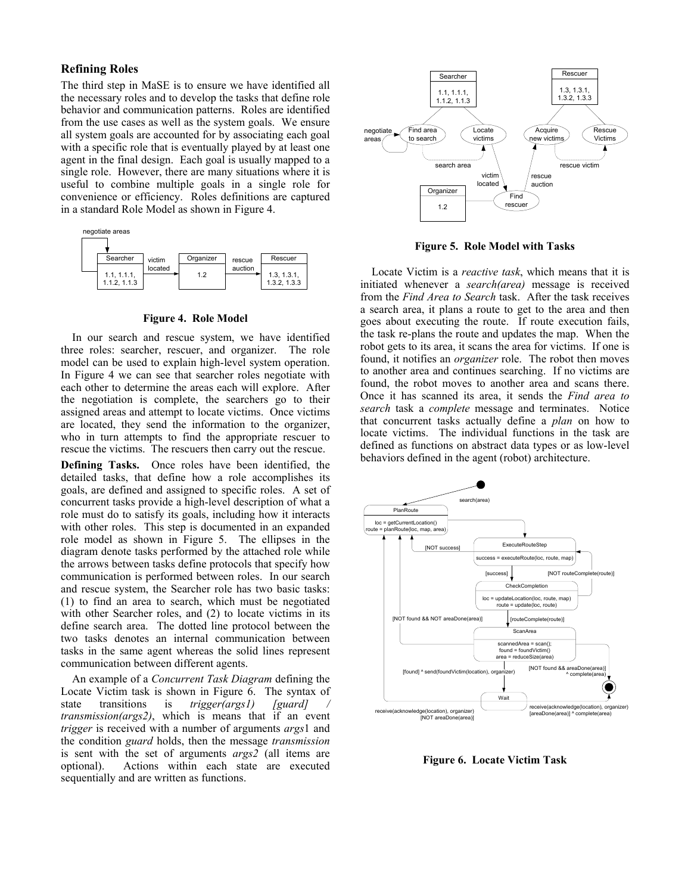## Refining Roles

The third step in MaSE is to ensure we have identified all the necessary roles and to develop the tasks that define role behavior and communication patterns. Roles are identified from the use cases as well as the system goals. We ensure all system goals are accounted for by associating each goal with a specific role that is eventually played by at least one agent in the final design. Each goal is usually mapped to a single role. However, there are many situations where it is useful to combine multiple goals in a single role for convenience or efficiency. Roles definitions are captured in a standard Role Model as shown in Figure 4.

**Figure 4. Role Model**

In our search and rescue system, we have identified three roles: searcher, rescuer, and organizer. The role model can be used to explain high-level system operation. In Figure 4 we can see that searcher roles negotiate with each other to determine the areas each will explore. After the negotiation is complete, the searchers go to their assigned areas and attempt to locate victims. Once victims are located, they send the information to the organizer, who in turn attempts to find the appropriate rescuer to rescue the victims. The rescuers then carry out the rescue.

**Defining Tasks.** Once roles have been identified, the detailed tasks, that define how a role accomplishes its goals, are defined and assigned to specific roles. A set of concurrent tasks provide a high-level description of what a role must do to satisfy its goals, including how it interacts with other roles. This step is documented in an expanded role model as shown in Figure 5. The ellipses in the diagram denote tasks performed by the attached role while the arrows between tasks define protocols that specify how communication is performed between roles. In our search and rescue system, the Searcher role has two basic tasks: (1) to find an area to search, which must be negotiated with other Searcher roles, and (2) to locate victims in its define search area. The dotted line protocol between the two tasks denotes an internal communication between tasks in the same agent whereas the solid lines represent communication between different agents.

An example of a *Concurrent Task Diagram* defining the Locate Victim task is shown in Figure 6. The syntax of state transitions is *trigger(args1) [guard] / transmission(args2)*, which is means that if an event *trigger* is received with a number of arguments *args*1 and the condition *guard* holds, then the message *transmission* is sent with the set of arguments *args2* (all items are optional). Actions within each state are executed sequentially and are written as functions.

**Figure 5. Role Model with Tasks**

Locate Victim is a *reactive task*, which means that it is initiated whenever a *search(area)* message is received from the *Find Area to Search* task. After the task receives a search area, it plans a route to get to the area and then goes about executing the route. If route execution fails, the task re-plans the route and updates the map. When the robot gets to its area, it scans the area for victims. If one is found, it notifies an *organizer* role. The robot then moves to another area and continues searching. If no victims are found, the robot moves to another area and scans there. Once it has scanned its area, it sends the *Find area to search* task a *complete* message and terminates. Notice that concurrent tasks actually define a *plan* on how to locate victims. The individual functions in the task are defined as functions on abstract data types or as low-level behaviors defined in the agent (robot) architecture.

**Figure 6. Locate Victim Task**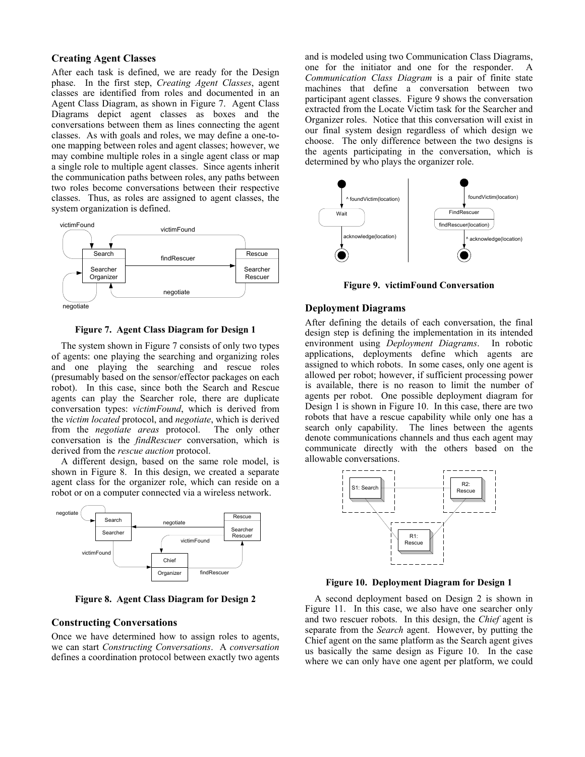### Creating Agent Classes

After each task is defined, we are ready for the Design phase. In the first step, *Creating Agent Classes*, agent classes are identified from roles and documented in an Agent Class Diagram, as shown in Figure 7. Agent Class Diagrams depict agent classes as boxes and the conversations between them as lines connecting the agent classes. As with goals and roles, we may define a one-to-one mapping between roles and agent classes; however, we may combine multiple roles in a single agent class or map a single role to multiple agent classes. Since agents inherit the communication paths between roles, any paths between two roles become conversations between their respective classes. Thus, as roles are assigned to agent classes, the system organization is defined.

**Figure 7. Agent Class Diagram for Design 1**

The system shown in Figure 7 consists of only two types of agents: one playing the searching and organizing roles and one playing the searching and rescue roles (presumably based on the sensor/effector packages on each robot). In this case, since both the Search and Rescue agents can play the Searcher role, there are duplicate conversation types: *victimFound*, which is derived from the *victim located* protocol, and *negotiate*, which is derived from the *negotiate areas* protocol. The only other conversation is the *findRescuer* conversation, which is derived from the *rescue auction* protocol.

A different design, based on the same role model, is shown in Figure 8. In this design, we created a separate agent class for the organizer role, which can reside on a robot or on a computer connected via a wireless network.

**Figure 8. Agent Class Diagram for Design 2**

### Constructing Conversations

Once we have determined how to assign roles to agents, we can start *Constructing Conversations*. A *conversation* defines a coordination protocol between exactly two agents and is modeled using two Communication Class Diagrams, one for the initiator and one for the responder. A *Communication Class Diagram* is a pair of finite state machines that define a conversation between two participant agent classes. Figure 9 shows the conversation extracted from the Locate Victim task for the Searcher and Organizer roles. Notice that this conversation will exist in our final system design regardless of which design we choose. The only difference between the two designs is the agents participating in the conversation, which is determined by who plays the organizer role.

**Figure 9. victimFound Conversation**

### Deployment Diagrams

After defining the details of each conversation, the final design step is defining the implementation in its intended environment using *Deployment Diagrams*. In robotic applications, deployments define which agents are assigned to which robots. In some cases, only one agent is allowed per robot; however, if sufficient processing power is available, there is no reason to limit the number of agents per robot. One possible deployment diagram for Design 1 is shown in Figure 10. In this case, there are two robots that have a rescue capability while only one has a search only capability. The lines between the agents denote communications channels and thus each agent may communicate directly with the others based on the allowable conversations.

**Figure 10. Deployment Diagram for Design 1**

A second deployment based on Design 2 is shown in Figure 11. In this case, we also have one searcher only and two rescuer robots. In this design, the *Chief* agent is separate from the *Search* agent. However, by putting the Chief agent on the same platform as the Search agent gives us basically the same design as Figure 10. In the case where we can only have one agent per platform, we could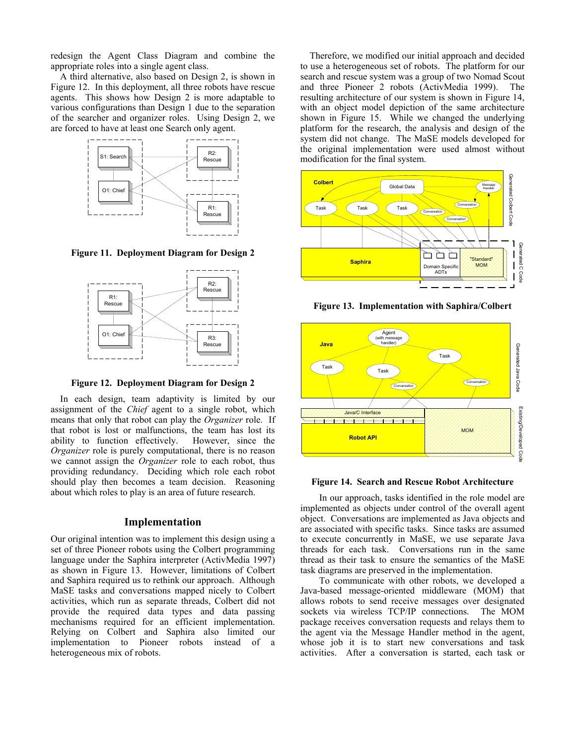redesign the Agent Class Diagram and combine the appropriate roles into a single agent class.

A third alternative, also based on Design 2, is shown in Figure 12. In this deployment, all three robots have rescue agents. This shows Design 2 is more adaptable to various configurations than Design 1 due to the separation of the searcher and organizer roles. Using Design 2, we are forced to have at least one Search only agent.

**Figure 11. Deployment Diagram for Design 2**

**Figure 12. Deployment Diagram for Design 2**

In each design, team adaptivity is limited by our assignment of the *Chief* agent to a single robot, which means that only that robot can play the *Organizer* role. If that robot is lost or malfunctions, the team has lost its ability to function effectively. However, since the *Organizer* role is purely computational, there is no reason we cannot assign the *Organizer* role to each robot, thus providing redundancy. Deciding which role each robot should play then becomes a team decision. Reasoning about which roles to play is an area of future research.

## Implementation

Our original intention was to implement this design using a set of three Pioneer robots using the Colbert programming language under the Saphira interpreter (ActivMedia 1997) as shown in Figure 13. However, limitations of Colbert and Saphira required us to rethink our approach. Although MaSE tasks and conversations mapped nicely to Colbert activities, which run as separate threads, Colbert did not provide the required data types and data passing mechanisms required for an efficient implementation. Relying on Colbert and Saphira also limited our implementation to Pioneer robots instead of a heterogeneous mix of robots.

Therefore, we modified our initial approach and decided to use a heterogeneous set of robots. The platform for our search and rescue system was a group of two Nomad Scout and three Pioneer 2 robots (ActivMedia 1999). The resulting architecture of our system is shown in Figure 14, with an object model depiction of the same architecture shown in Figure 15. While we changed the underlying platform for the research, the analysis and design of the system did not change. The MaSE models developed for the original implementation were used almost without modification for the final system.

**Figure 13. Implementation with Saphira/Colbert**

**Figure 14. Search and Rescue Robot Architecture**

In our approach, tasks identified in the role model are implemented as objects under control of the overall agent object. Conversations are implemented as Java objects and are associated with specific tasks. Since tasks are assumed to execute concurrently in MaSE, we use separate Java threads for each task. Conversations run in the same thread as their task to ensure the semantics of the MaSE task diagrams are preserved in the implementation.

To communicate with other robots, we developed a Java-based message-oriented middleware (MOM) that allows robots to send receive messages over designated sockets via wireless TCP/IP connections. The MOM package receives conversation requests and relays them to the agent via the Message Handler method in the agent, whose job it is to start new conversations and task activities. After a conversation is started, each task or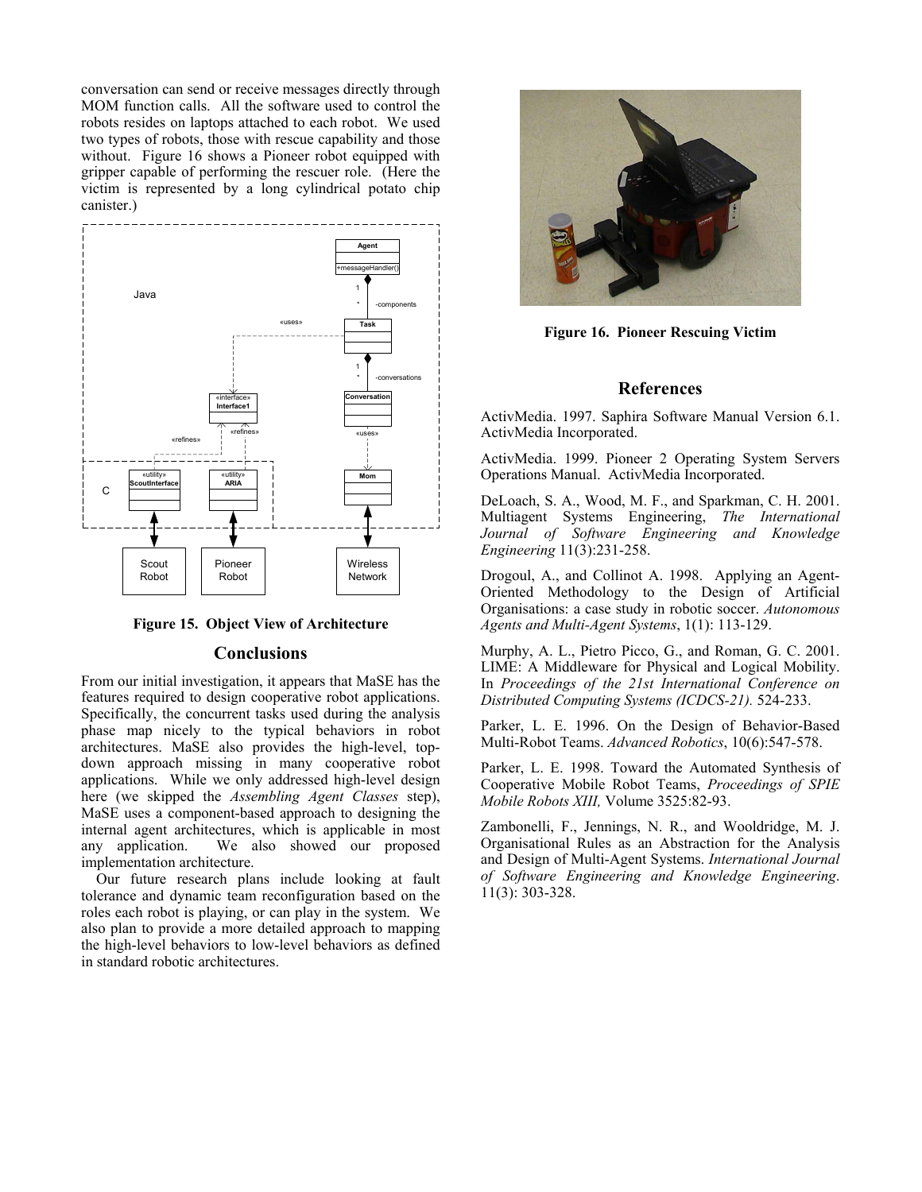conversation can send or receive messages directly through MOM function calls. All the software used to control the robots resides on laptops attached to each robot. We used two types of robots, those with rescue capability and those without. Figure 16 shows a Pioneer robot equipped with gripper capable of performing the rescuer role. (Here the victim is represented by a long cylindrical potato chip canister.)

Java

Agent

+messageHandler()

1

\*

-components

«uses»

Task

1

\*

-conversations

«interface»
Interface1

Conversation

«refines»

«refines»

«uses»

C

«utility»
ScoutInterface

«utility»
ARIA

Mom

Scout Robot

Pioneer Robot

Wireless Network

**Figure 15. Object View of Architecture**

## Conclusions

From our initial investigation, it appears that MaSE has the features required to design cooperative robot applications. Specifically, the concurrent tasks used during the analysis phase map nicely to the typical behaviors in robot architectures. MaSE also provides the high-level, top-down approach missing in many cooperative robot applications. While we only addressed high-level design here (we skipped the *Assembling Agent Classes* step), MaSE uses a component-based approach to designing the internal agent architectures, which is applicable in most any application. We also showed our proposed implementation architecture.

Our future research plans include looking at fault tolerance and dynamic team reconfiguration based on the roles each robot is playing, or can play in the system. We also plan to provide a more detailed approach to mapping the high-level behaviors to low-level behaviors as defined in standard robotic architectures.

**Figure 16. Pioneer Rescuing Victim**

## References

ActivMedia. 1997. Saphira Software Manual Version 6.1. ActivMedia Incorporated.

ActivMedia. 1999. Pioneer 2 Operating System Servers Operations Manual. ActivMedia Incorporated.

DeLoach, S. A., Wood, M. F., and Sparkman, C. H. 2001. Multiagent Systems Engineering, *The International Journal of Software Engineering and Knowledge Engineering* 11(3):231-258.

Drogoul, A., and Collinot A. 1998. Applying an Agent-Oriented Methodology to the Design of Artificial Organisations: a case study in robotic soccer. *Autonomous Agents and Multi-Agent Systems*, 1(1): 113-129.

Murphy, A. L., Pietro Picco, G., and Roman, G. C. 2001. LIME: A Middleware for Physical and Logical Mobility. In *Proceedings of the 21st International Conference on Distributed Computing Systems (ICDCS-21).* 524-233.

Parker, L. E. 1996. On the Design of Behavior-Based Multi-Robot Teams. *Advanced Robotics*, 10(6):547-578.

Parker, L. E. 1998. Toward the Automated Synthesis of Cooperative Mobile Robot Teams, *Proceedings of SPIE Mobile Robots XIII,* Volume 3525:82-93.

Zambonelli, F., Jennings, N. R., and Wooldridge, M. J. Organisational Rules as an Abstraction for the Analysis and Design of Multi-Agent Systems. *International Journal of Software Engineering and Knowledge Engineering*. 11(3): 303-328.